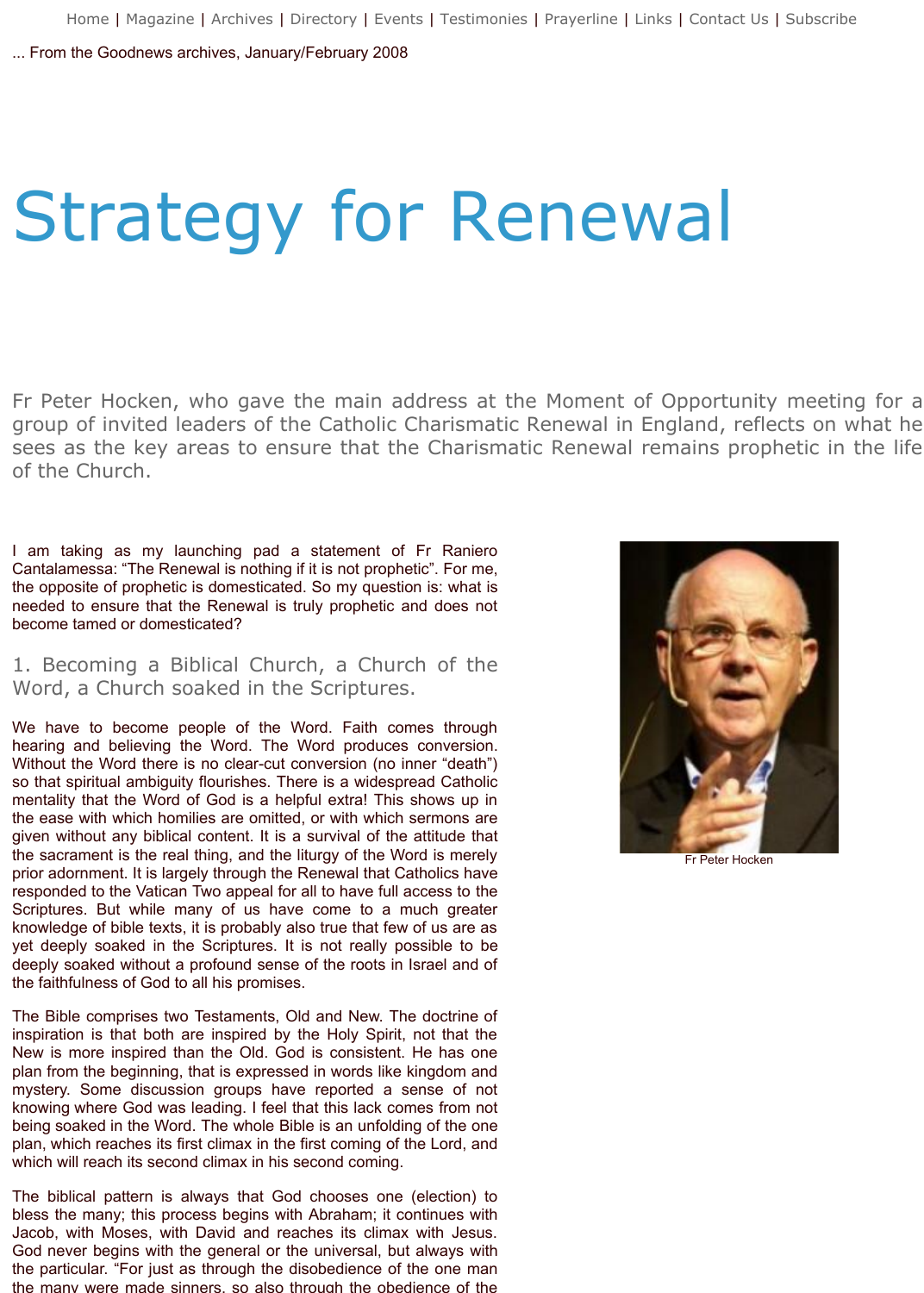Home | Magazine | Archives | Directory | Events | Testimonies | Prayerline | Links | Contact Us | Subscribe

... From the Goodnews archives, January/February 2008

# Strategy for Renewal

Fr Peter Hocken, who gave the main address at the Moment of Opportunity meeting for a group of invited leaders of the Catholic Charismatic Renewal in England, reflects on what he sees as the key areas to ensure that the Charismatic Renewal remains prophetic in the life of the Church.

I am taking as my launching pad a statement of Fr Raniero Cantalamessa: "The Renewal is nothing if it is not prophetic". For me, the opposite of prophetic is domesticated. So my question is: what is needed to ensure that the Renewal is truly prophetic and does not become tamed or domesticated?

Fr Peter Hocken

## 1. Becoming a Biblical Church, a Church of the Word, a Church soaked in the Scriptures.

We have to become people of the Word. Faith comes through hearing and believing the Word. The Word produces conversion. Without the Word there is no clear-cut conversion (no inner "death") so that spiritual ambiguity flourishes. There is a widespread Catholic mentality that the Word of God is a helpful extra! This shows up in the ease with which homilies are omitted, or with which sermons are given without any biblical content. It is a survival of the attitude that the sacrament is the real thing, and the liturgy of the Word is merely prior adornment. It is largely through the Renewal that Catholics have responded to the Vatican Two appeal for all to have full access to the Scriptures. But while many of us have come to a much greater knowledge of bible texts, it is probably also true that few of us are as yet deeply soaked in the Scriptures. It is not really possible to be deeply soaked without a profound sense of the roots in Israel and of the faithfulness of God to all his promises.

The Bible comprises two Testaments, Old and New. The doctrine of inspiration is that both are inspired by the Holy Spirit, not that the New is more inspired than the Old. God is consistent. He has one plan from the beginning, that is expressed in words like kingdom and mystery. Some discussion groups have reported a sense of not knowing where God was leading. I feel that this lack comes from not being soaked in the Word. The whole Bible is an unfolding of the one plan, which reaches its first climax in the first coming of the Lord, and which will reach its second climax in his second coming.

The biblical pattern is always that God chooses one (election) to bless the many; this process begins with Abraham; it continues with Jacob, with Moses, with David and reaches its climax with Jesus. God never begins with the general or the universal, but always with the particular. "For just as through the disobedience of the one man the many were made sinners, so also through the obedience of the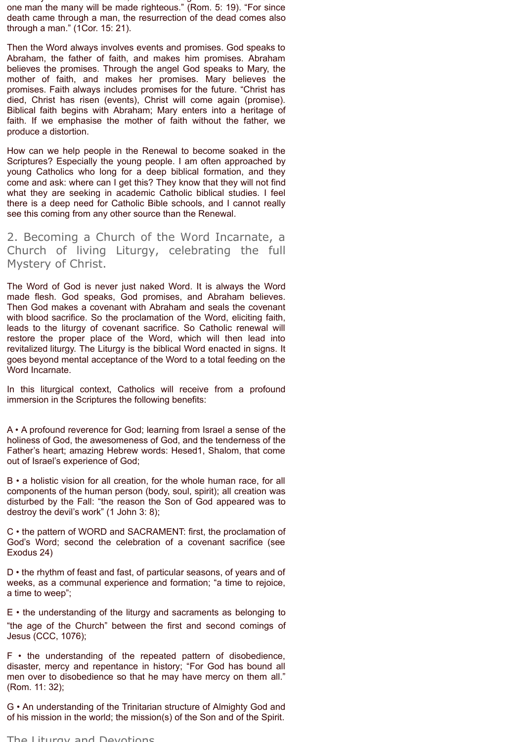one man the many will be made righteous." (Rom. 5: 19). "For since death came through a man, the resurrection of the dead comes also through a man." (1Cor. 15: 21).

Then the Word always involves events and promises. God speaks to Abraham, the father of faith, and makes him promises. Abraham believes the promises. Through the angel God speaks to Mary, the mother of faith, and makes her promises. Mary believes the promises. Faith always includes promises for the future. "Christ has died, Christ has risen (events), Christ will come again (promise). Biblical faith begins with Abraham; Mary enters into a heritage of faith. If we emphasise the mother of faith without the father, we produce a distortion.

How can we help people in the Renewal to become soaked in the Scriptures? Especially the young people. I am often approached by young Catholics who long for a deep biblical formation, and they come and ask: where can I get this? They know that they will not find what they are seeking in academic Catholic biblical studies. I feel there is a deep need for Catholic Bible schools, and I cannot really see this coming from any other source than the Renewal.

## 2. Becoming a Church of the Word Incarnate, a Church of living Liturgy, celebrating the full Mystery of Christ.

The Word of God is never just naked Word. It is always the Word made flesh. God speaks, God promises, and Abraham believes. Then God makes a covenant with Abraham and seals the covenant with blood sacrifice. So the proclamation of the Word, eliciting faith, leads to the liturgy of covenant sacrifice. So Catholic renewal will restore the proper place of the Word, which will then lead into revitalized liturgy. The Liturgy is the biblical Word enacted in signs. It goes beyond mental acceptance of the Word to a total feeding on the Word Incarnate.

In this liturgical context, Catholics will receive from a profound immersion in the Scriptures the following benefits:

A • A profound reverence for God; learning from Israel a sense of the holiness of God, the awesomeness of God, and the tenderness of the Father's heart; amazing Hebrew words: Hesed1, Shalom, that come out of Israel's experience of God;

B • a holistic vision for all creation, for the whole human race, for all components of the human person (body, soul, spirit); all creation was disturbed by the Fall: "the reason the Son of God appeared was to destroy the devil's work" (1 John 3: 8);

C • the pattern of WORD and SACRAMENT: first, the proclamation of God's Word; second the celebration of a covenant sacrifice (see Exodus 24)

D • the rhythm of feast and fast, of particular seasons, of years and of weeks, as a communal experience and formation; "a time to rejoice, a time to weep";

E • the understanding of the liturgy and sacraments as belonging to "the age of the Church" between the first and second comings of Jesus (CCC, 1076);

F • the understanding of the repeated pattern of disobedience, disaster, mercy and repentance in history; "For God has bound all men over to disobedience so that he may have mercy on them all." (Rom. 11: 32);

G • An understanding of the Trinitarian structure of Almighty God and of his mission in the world; the mission(s) of the Son and of the Spirit.

## The Liturgy and Devotions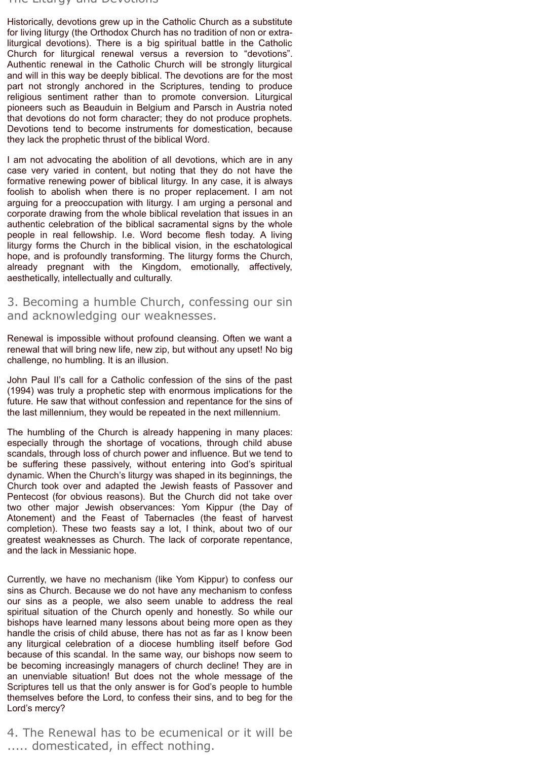Historically, devotions grew up in the Catholic Church as a substitute for living liturgy (the Orthodox Church has no tradition of non or extra-liturgical devotions). There is a big spiritual battle in the Catholic Church for liturgical renewal versus a reversion to "devotions". Authentic renewal in the Catholic Church will be strongly liturgical and will in this way be deeply biblical. The devotions are for the most part not strongly anchored in the Scriptures, tending to produce religious sentiment rather than to promote conversion. Liturgical pioneers such as Beauduin in Belgium and Parsch in Austria noted that devotions do not form character; they do not produce prophets. Devotions tend to become instruments for domestication, because they lack the prophetic thrust of the biblical Word.

I am not advocating the abolition of all devotions, which are in any case very varied in content, but noting that they do not have the formative renewing power of biblical liturgy. In any case, it is always foolish to abolish when there is no proper replacement. I am not arguing for a preoccupation with liturgy. I am urging a personal and corporate drawing from the whole biblical revelation that issues in an authentic celebration of the biblical sacramental signs by the whole people in real fellowship. I.e. Word become flesh today. A living liturgy forms the Church in the biblical vision, in the eschatological hope, and is profoundly transforming. The liturgy forms the Church, already pregnant with the Kingdom, emotionally, affectively, aesthetically, intellectually and culturally.

## 3. Becoming a humble Church, confessing our sin and acknowledging our weaknesses.

Renewal is impossible without profound cleansing. Often we want a renewal that will bring new life, new zip, but without any upset! No big challenge, no humbling. It is an illusion.

John Paul II's call for a Catholic confession of the sins of the past (1994) was truly a prophetic step with enormous implications for the future. He saw that without confession and repentance for the sins of the last millennium, they would be repeated in the next millennium.

The humbling of the Church is already happening in many places: especially through the shortage of vocations, through child abuse scandals, through loss of church power and influence. But we tend to be suffering these passively, without entering into God's spiritual dynamic. When the Church's liturgy was shaped in its beginnings, the Church took over and adapted the Jewish feasts of Passover and Pentecost (for obvious reasons). But the Church did not take over two other major Jewish observances: Yom Kippur (the Day of Atonement) and the Feast of Tabernacles (the feast of harvest completion). These two feasts say a lot, I think, about two of our greatest weaknesses as Church. The lack of corporate repentance, and the lack in Messianic hope.

Currently, we have no mechanism (like Yom Kippur) to confess our sins as Church. Because we do not have any mechanism to confess our sins as a people, we also seem unable to address the real spiritual situation of the Church openly and honestly. So while our bishops have learned many lessons about being more open as they handle the crisis of child abuse, there has not as far as I know been any liturgical celebration of a diocese humbling itself before God because of this scandal. In the same way, our bishops now seem to be becoming increasingly managers of church decline! They are in an unenviable situation! But does not the whole message of the Scriptures tell us that the only answer is for God's people to humble themselves before the Lord, to confess their sins, and to beg for the Lord's mercy?

## 4. The Renewal has to be ecumenical or it will be ..... domesticated, in effect nothing.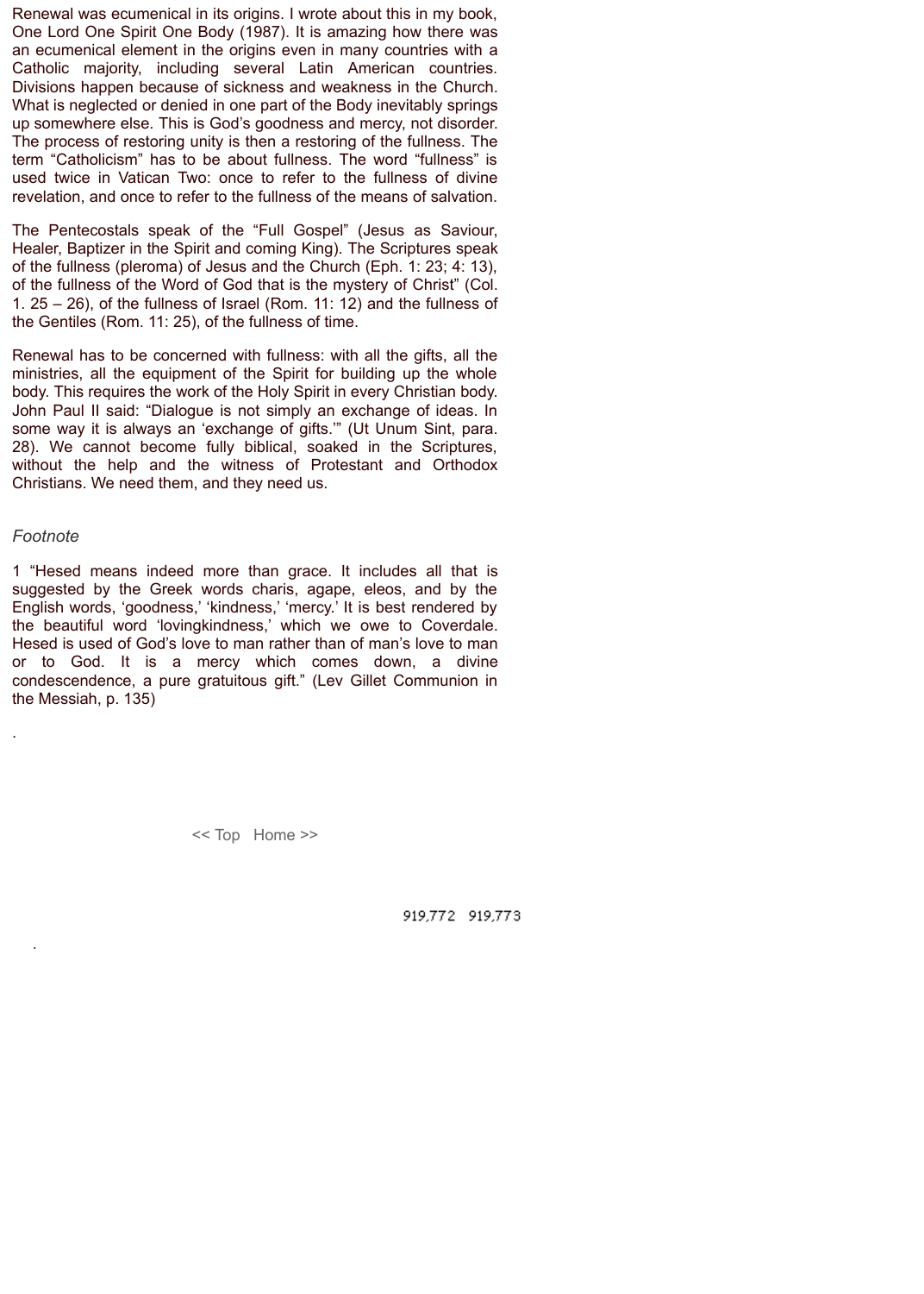Renewal was ecumenical in its origins. I wrote about this in my book, One Lord One Spirit One Body (1987). It is amazing how there was an ecumenical element in the origins even in many countries with a Catholic majority, including several Latin American countries. Divisions happen because of sickness and weakness in the Church. What is neglected or denied in one part of the Body inevitably springs up somewhere else. This is God's goodness and mercy, not disorder. The process of restoring unity is then a restoring of the fullness. The term "Catholicism" has to be about fullness. The word "fullness" is used twice in Vatican Two: once to refer to the fullness of divine revelation, and once to refer to the fullness of the means of salvation.

The Pentecostals speak of the "Full Gospel" (Jesus as Saviour, Healer, Baptizer in the Spirit and coming King). The Scriptures speak of the fullness (pleroma) of Jesus and the Church (Eph. 1: 23; 4: 13), of the fullness of the Word of God that is the mystery of Christ" (Col. 1. 25 – 26), of the fullness of Israel (Rom. 11: 12) and the fullness of the Gentiles (Rom. 11: 25), of the fullness of time.

Renewal has to be concerned with fullness: with all the gifts, all the ministries, all the equipment of the Spirit for building up the whole body. This requires the work of the Holy Spirit in every Christian body. John Paul II said: "Dialogue is not simply an exchange of ideas. In some way it is always an 'exchange of gifts.'" (Ut Unum Sint, para. 28). We cannot become fully biblical, soaked in the Scriptures, without the help and the witness of Protestant and Orthodox Christians. We need them, and they need us.

*Footnote*

1 "Hesed means indeed more than grace. It includes all that is suggested by the Greek words charis, agape, eleos, and by the English words, 'goodness,' 'kindness,' 'mercy.' It is best rendered by the beautiful word 'lovingkindness,' which we owe to Coverdale. Hesed is used of God's love to man rather than of man's love to man or to God. It is a mercy which comes down, a divine condescendence, a pure gratuitous gift." (Lev Gillet Communion in the Messiah, p. 135)

<< Top Home >>

919,772 919,773